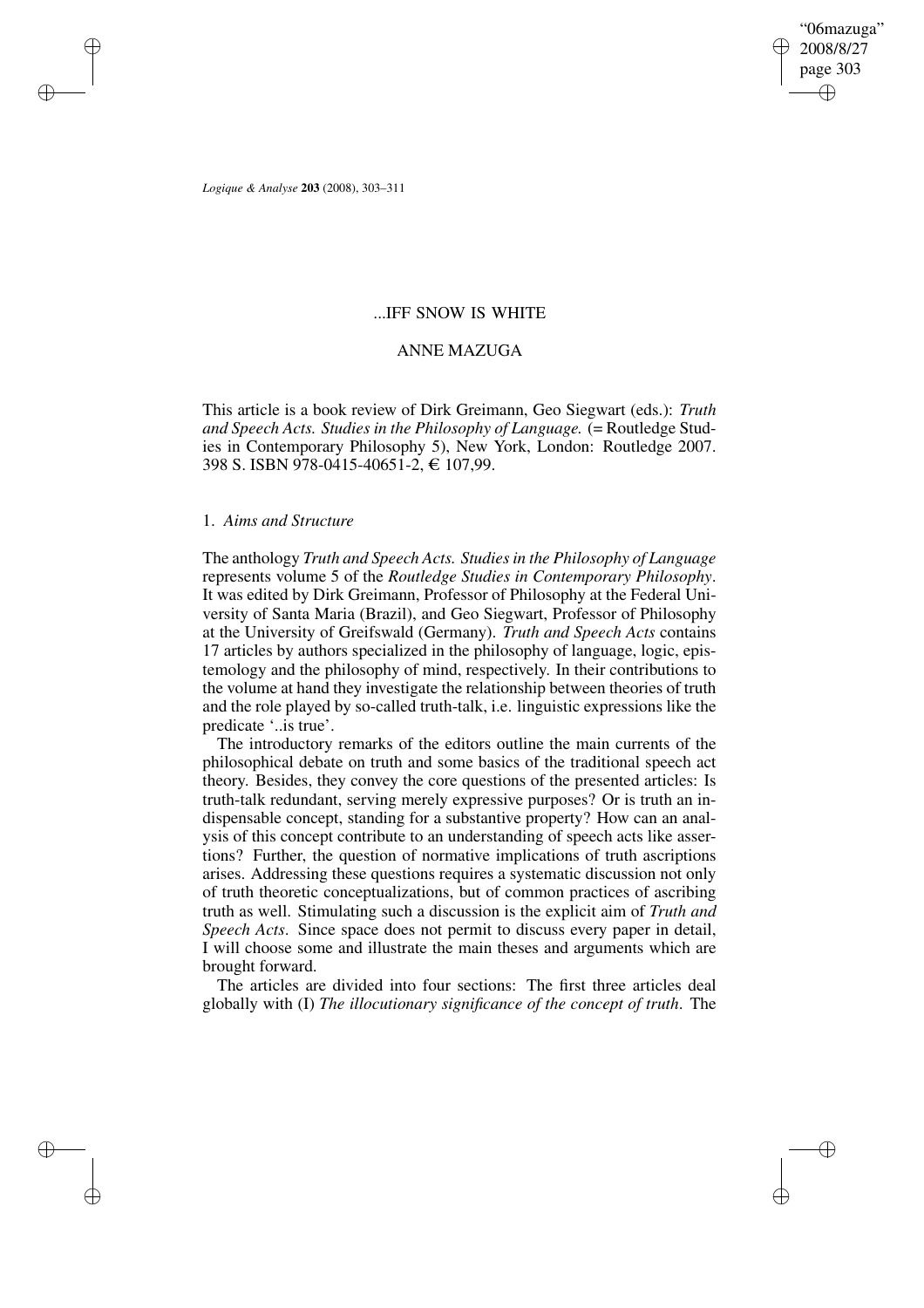# ...IFF SNOW IS WHITE

## ANNE MAZUGA

This article is a book review of Dirk Greimann, Geo Siegwart (eds.): *Truth and Speech Acts. Studies in the Philosophy of Language.* (= Routledge Studies in Contemporary Philosophy 5), New York, London: Routledge 2007. 398 S. ISBN 978-0415-40651-2, € 107,99.

### 1. *Aims and Structure*

The anthology *Truth and Speech Acts. Studies in the Philosophy of Language* represents volume 5 of the *Routledge Studies in Contemporary Philosophy*. It was edited by Dirk Greimann, Professor of Philosophy at the Federal University of Santa Maria (Brazil), and Geo Siegwart, Professor of Philosophy at the University of Greifswald (Germany). *Truth and Speech Acts* contains 17 articles by authors specialized in the philosophy of language, logic, epistemology and the philosophy of mind, respectively. In their contributions to the volume at hand they investigate the relationship between theories of truth and the role played by so-called truth-talk, i.e. linguistic expressions like the predicate '..is true'.

The introductory remarks of the editors outline the main currents of the philosophical debate on truth and some basics of the traditional speech act theory. Besides, they convey the core questions of the presented articles: Is truth-talk redundant, serving merely expressive purposes? Or is truth an indispensable concept, standing for a substantive property? How can an analysis of this concept contribute to an understanding of speech acts like assertions? Further, the question of normative implications of truth ascriptions arises. Addressing these questions requires a systematic discussion not only of truth theoretic conceptualizations, but of common practices of ascribing truth as well. Stimulating such a discussion is the explicit aim of *Truth and Speech Acts*. Since space does not permit to discuss every paper in detail, I will choose some and illustrate the main theses and arguments which are brought forward.

The articles are divided into four sections: The first three articles deal globally with (I) *The illocutionary significance of the concept of truth*. The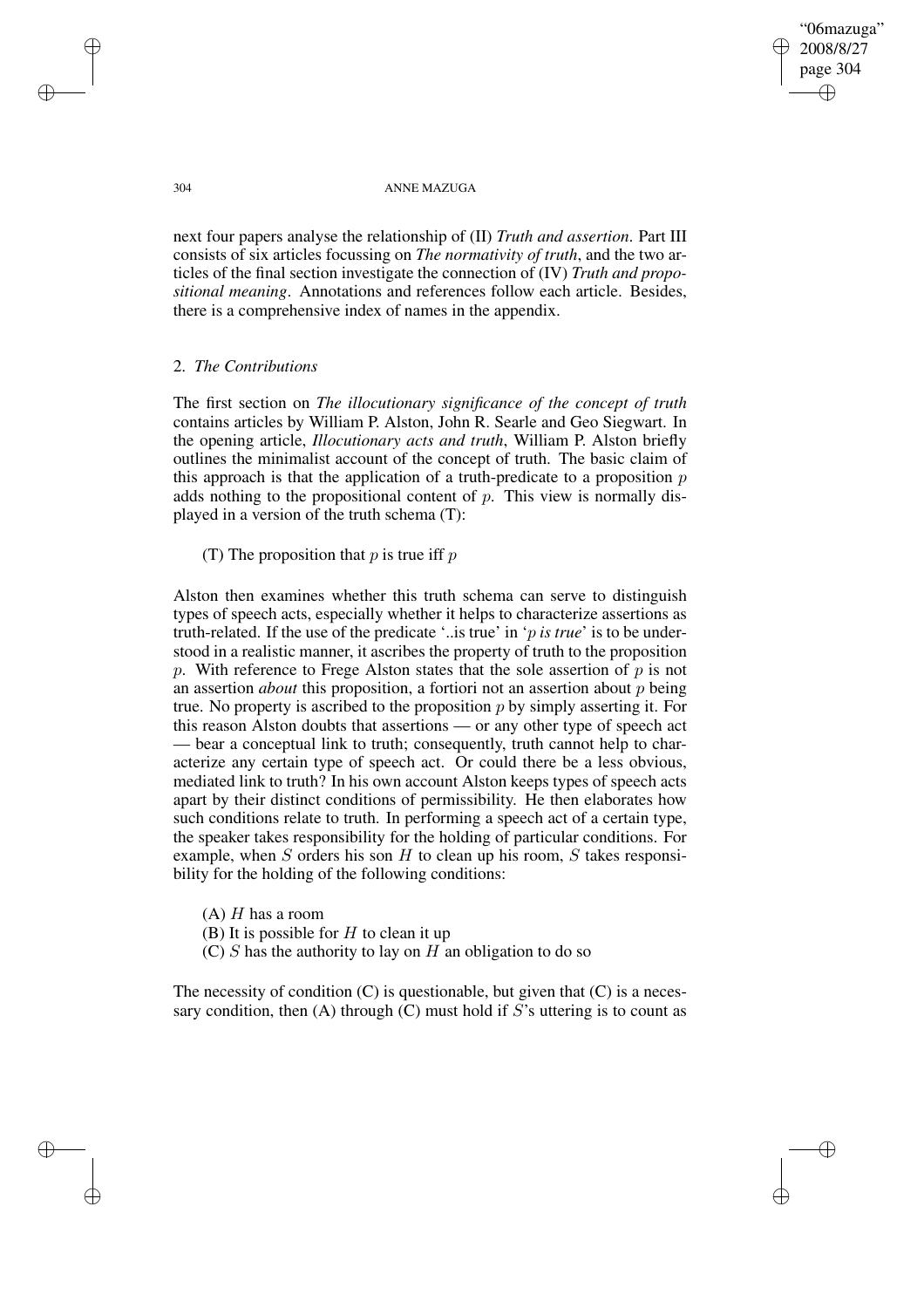next four papers analyse the relationship of (II) *Truth and assertion*. Part III consists of six articles focussing on *The normativity of truth*, and the two articles of the final section investigate the connection of (IV) *Truth and propositional meaning*. Annotations and references follow each article. Besides, there is a comprehensive index of names in the appendix.

## 2. *The Contributions*

The first section on *The illocutionary significance of the concept of truth* contains articles by William P. Alston, John R. Searle and Geo Siegwart. In the opening article, *Illocutionary acts and truth*, William P. Alston briefly outlines the minimalist account of the concept of truth. The basic claim of this approach is that the application of a truth-predicate to a proposition $p$ adds nothing to the propositional content of $p$. This view is normally displayed in a version of the truth schema (T):

(T) The proposition that $p$ is true iff $p$

Alston then examines whether this truth schema can serve to distinguish types of speech acts, especially whether it helps to characterize assertions as truth-related. If the use of the predicate '..is true' in '$p$ *is true*' is to be understood in a realistic manner, it ascribes the property of truth to the proposition $p$. With reference to Frege Alston states that the sole assertion of $p$ is not an assertion *about* this proposition, a fortiori not an assertion about $p$ being true. No property is ascribed to the proposition $p$ by simply asserting it. For this reason Alston doubts that assertions — or any other type of speech act — bear a conceptual link to truth; consequently, truth cannot help to characterize any certain type of speech act. Or could there be a less obvious, mediated link to truth? In his own account Alston keeps types of speech acts apart by their distinct conditions of permissibility. He then elaborates how such conditions relate to truth. In performing a speech act of a certain type, the speaker takes responsibility for the holding of particular conditions. For example, when $S$ orders his son $H$ to clean up his room, $S$ takes responsibility for the holding of the following conditions:

(A) $H$ has a room
(B) It is possible for $H$ to clean it up
(C) $S$ has the authority to lay on $H$ an obligation to do so

The necessity of condition (C) is questionable, but given that (C) is a necessary condition, then (A) through (C) must hold if $S$'s uttering is to count as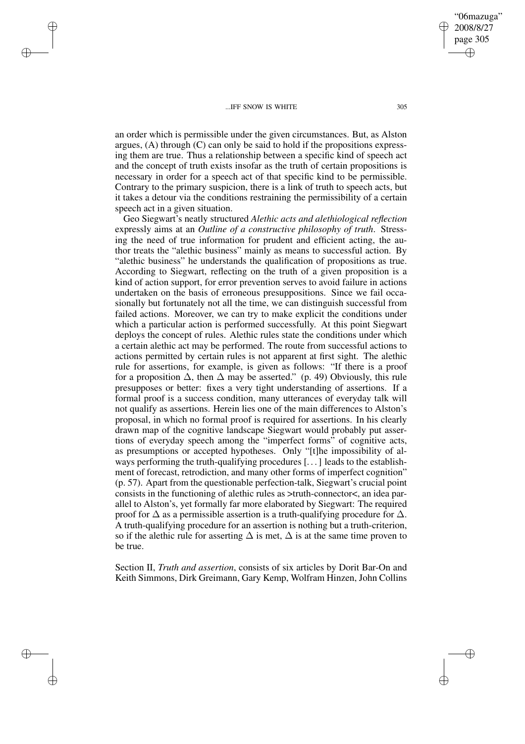an order which is permissible under the given circumstances. But, as Alston argues, (A) through (C) can only be said to hold if the propositions expressing them are true. Thus a relationship between a specific kind of speech act and the concept of truth exists insofar as the truth of certain propositions is necessary in order for a speech act of that specific kind to be permissible. Contrary to the primary suspicion, there is a link of truth to speech acts, but it takes a detour via the conditions restraining the permissibility of a certain speech act in a given situation.

Geo Siegwart's neatly structured *Alethic acts and alethiological reflection* expressly aims at an *Outline of a constructive philosophy of truth*. Stressing the need of true information for prudent and efficient acting, the author treats the "alethic business" mainly as means to successful action. By "alethic business" he understands the qualification of propositions as true. According to Siegwart, reflecting on the truth of a given proposition is a kind of action support, for error prevention serves to avoid failure in actions undertaken on the basis of erroneous presuppositions. Since we fail occasionally but fortunately not all the time, we can distinguish successful from failed actions. Moreover, we can try to make explicit the conditions under which a particular action is performed successfully. At this point Siegwart deploys the concept of rules. Alethic rules state the conditions under which a certain alethic act may be performed. The route from successful actions to actions permitted by certain rules is not apparent at first sight. The alethic rule for assertions, for example, is given as follows: "If there is a proof for a proposition $\Delta$, then $\Delta$ may be asserted." (p. 49) Obviously, this rule presupposes or better: fixes a very tight understanding of assertions. If a formal proof is a success condition, many utterances of everyday talk will not qualify as assertions. Herein lies one of the main differences to Alston's proposal, in which no formal proof is required for assertions. In his clearly drawn map of the cognitive landscape Siegwart would probably put assertions of everyday speech among the "imperfect forms" of cognitive acts, as presumptions or accepted hypotheses. Only "[t]he impossibility of always performing the truth-qualifying procedures [...] leads to the establishment of forecast, retrodiction, and many other forms of imperfect cognition" (p. 57). Apart from the questionable perfection-talk, Siegwart's crucial point consists in the functioning of alethic rules as >truth-connector<, an idea parallel to Alston's, yet formally far more elaborated by Siegwart: The required proof for $\Delta$ as a permissible assertion is a truth-qualifying procedure for $\Delta$. A truth-qualifying procedure for an assertion is nothing but a truth-criterion, so if the alethic rule for asserting $\Delta$ is met, $\Delta$ is at the same time proven to be true.

Section II, *Truth and assertion*, consists of six articles by Dorit Bar-On and Keith Simmons, Dirk Greimann, Gary Kemp, Wolfram Hinzen, John Collins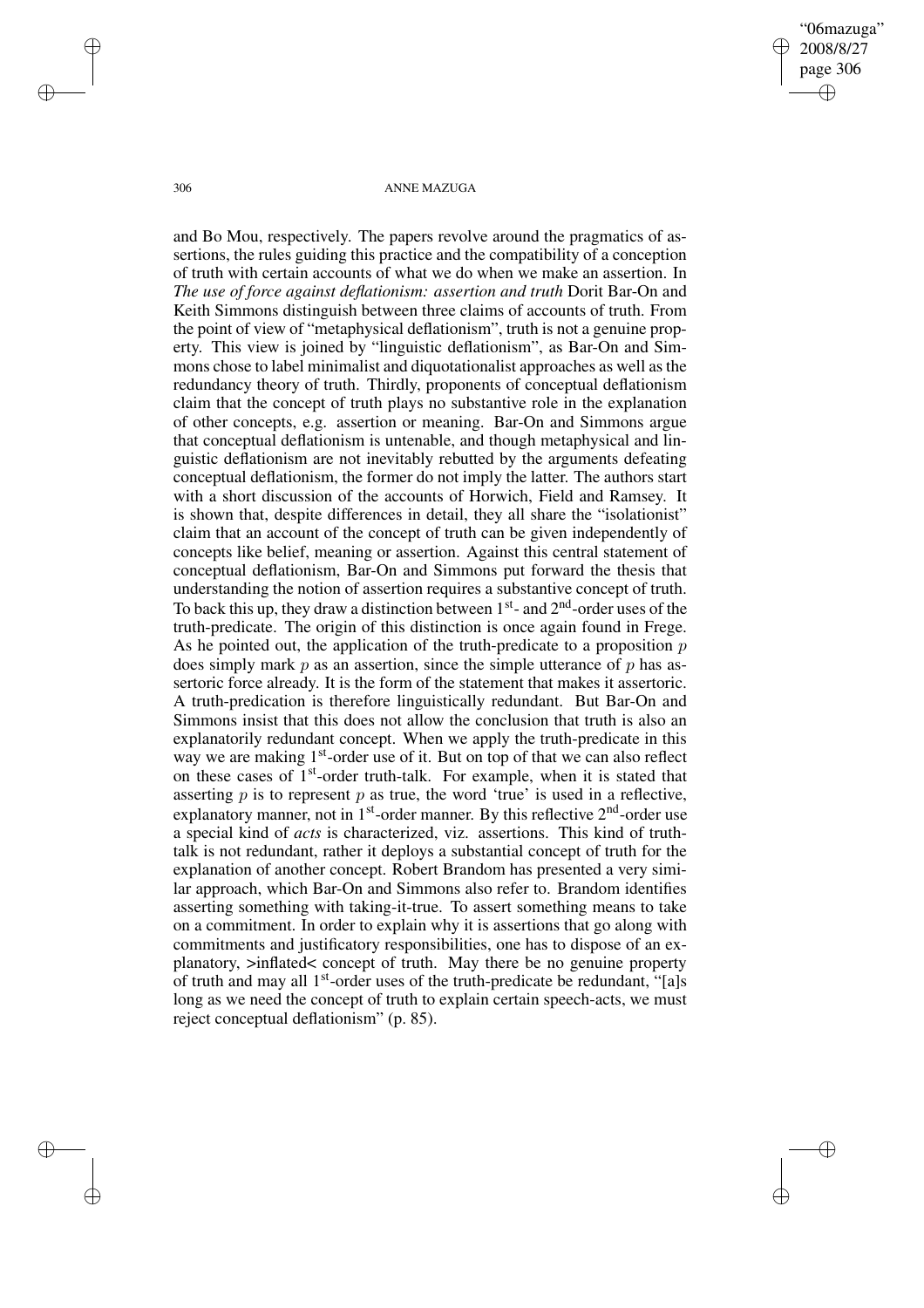and Bo Mou, respectively. The papers revolve around the pragmatics of assertions, the rules guiding this practice and the compatibility of a conception of truth with certain accounts of what we do when we make an assertion. In *The use of force against deflationism: assertion and truth* Dorit Bar-On and Keith Simmons distinguish between three claims of accounts of truth. From the point of view of "metaphysical deflationism", truth is not a genuine property. This view is joined by "linguistic deflationism", as Bar-On and Simmons chose to label minimalist and diquotationalist approaches as well as the redundancy theory of truth. Thirdly, proponents of conceptual deflationism claim that the concept of truth plays no substantive role in the explanation of other concepts, e.g. assertion or meaning. Bar-On and Simmons argue that conceptual deflationism is untenable, and though metaphysical and linguistic deflationism are not inevitably rebutted by the arguments defeating conceptual deflationism, the former do not imply the latter. The authors start with a short discussion of the accounts of Horwich, Field and Ramsey. It is shown that, despite differences in detail, they all share the "isolationist" claim that an account of the concept of truth can be given independently of concepts like belief, meaning or assertion. Against this central statement of conceptual deflationism, Bar-On and Simmons put forward the thesis that understanding the notion of assertion requires a substantive concept of truth. To back this up, they draw a distinction between 1st- and 2nd-order uses of the truth-predicate. The origin of this distinction is once again found in Frege. As he pointed out, the application of the truth-predicate to a proposition $p$ does simply mark $p$ as an assertion, since the simple utterance of $p$ has assertoric force already. It is the form of the statement that makes it assertoric. A truth-predication is therefore linguistically redundant. But Bar-On and Simmons insist that this does not allow the conclusion that truth is also an explanatorily redundant concept. When we apply the truth-predicate in this way we are making 1st-order use of it. But on top of that we can also reflect on these cases of 1st-order truth-talk. For example, when it is stated that asserting $p$ is to represent $p$ as true, the word 'true' is used in a reflective, explanatory manner, not in 1st-order manner. By this reflective 2nd-order use a special kind of *acts* is characterized, viz. assertions. This kind of truth-talk is not redundant, rather it deploys a substantial concept of truth for the explanation of another concept. Robert Brandom has presented a very similar approach, which Bar-On and Simmons also refer to. Brandom identifies asserting something with taking-it-true. To assert something means to take on a commitment. In order to explain why it is assertions that go along with commitments and justificatory responsibilities, one has to dispose of an explanatory, >inflated< concept of truth. May there be no genuine property of truth and may all 1st-order uses of the truth-predicate be redundant, "[a]s long as we need the concept of truth to explain certain speech-acts, we must reject conceptual deflationism" (p. 85).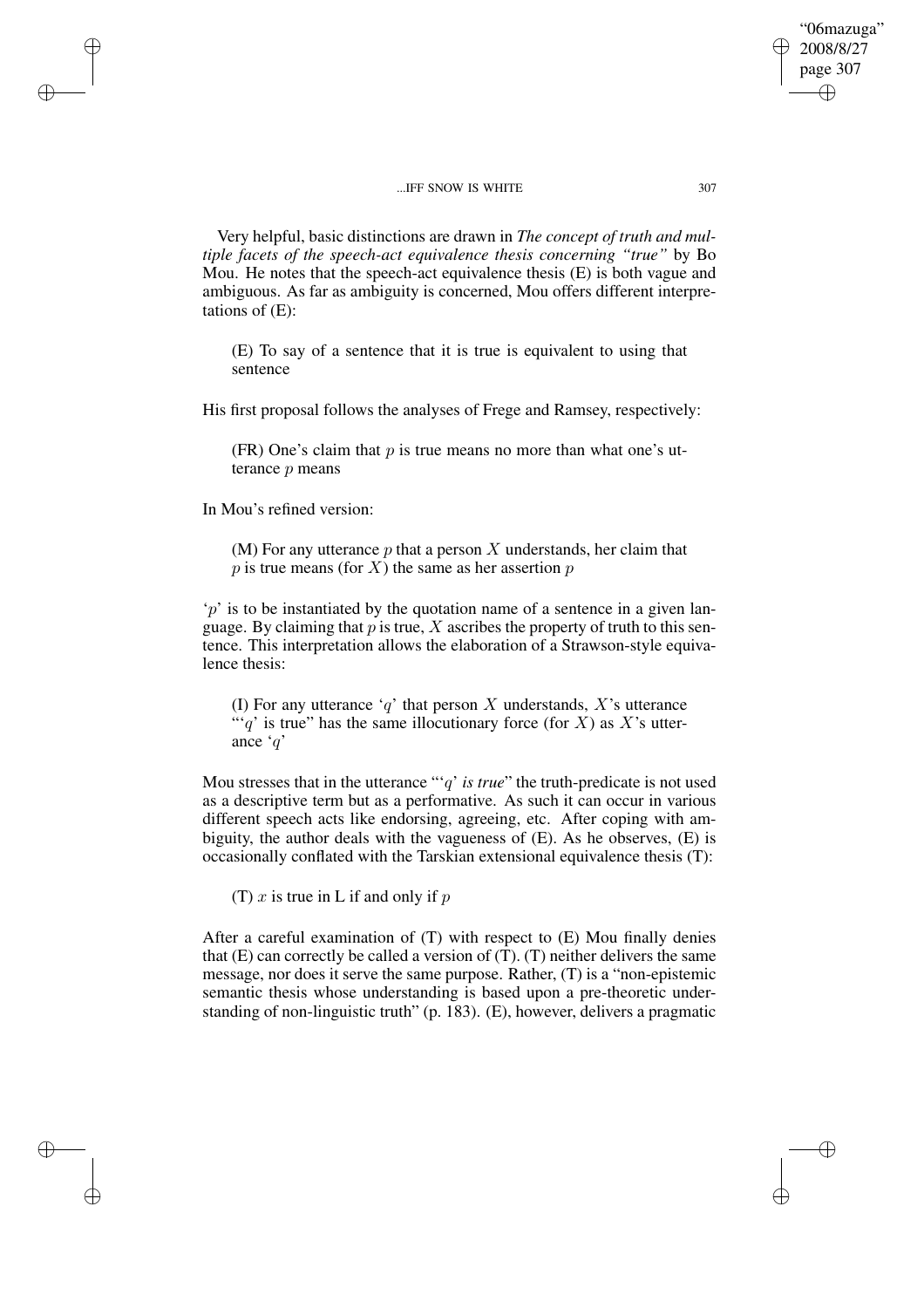Very helpful, basic distinctions are drawn in *The concept of truth and multiple facets of the speech-act equivalence thesis concerning "true"* by Bo Mou. He notes that the speech-act equivalence thesis (E) is both vague and ambiguous. As far as ambiguity is concerned, Mou offers different interpretations of (E):

> (E) To say of a sentence that it is true is equivalent to using that sentence

His first proposal follows the analyses of Frege and Ramsey, respectively:

> (FR) One's claim that $p$ is true means no more than what one's utterance $p$ means

In Mou's refined version:

> (M) For any utterance $p$ that a person $X$ understands, her claim that $p$ is true means (for $X$) the same as her assertion $p$

'$p$' is to be instantiated by the quotation name of a sentence in a given language. By claiming that $p$ is true, $X$ ascribes the property of truth to this sentence. This interpretation allows the elaboration of a Strawson-style equivalence thesis:

> (I) For any utterance '$q$' that person $X$ understands, $X$'s utterance "'$q$' is true" has the same illocutionary force (for $X$) as $X$'s utterance '$q$'

Mou stresses that in the utterance "'$q$' *is true*" the truth-predicate is not used as a descriptive term but as a performative. As such it can occur in various different speech acts like endorsing, agreeing, etc. After coping with ambiguity, the author deals with the vagueness of (E). As he observes, (E) is occasionally conflated with the Tarskian extensional equivalence thesis (T):

> (T) $x$ is true in L if and only if $p$

After a careful examination of (T) with respect to (E) Mou finally denies that (E) can correctly be called a version of (T). (T) neither delivers the same message, nor does it serve the same purpose. Rather, (T) is a "non-epistemic semantic thesis whose understanding is based upon a pre-theoretic understanding of non-linguistic truth" (p. 183). (E), however, delivers a pragmatic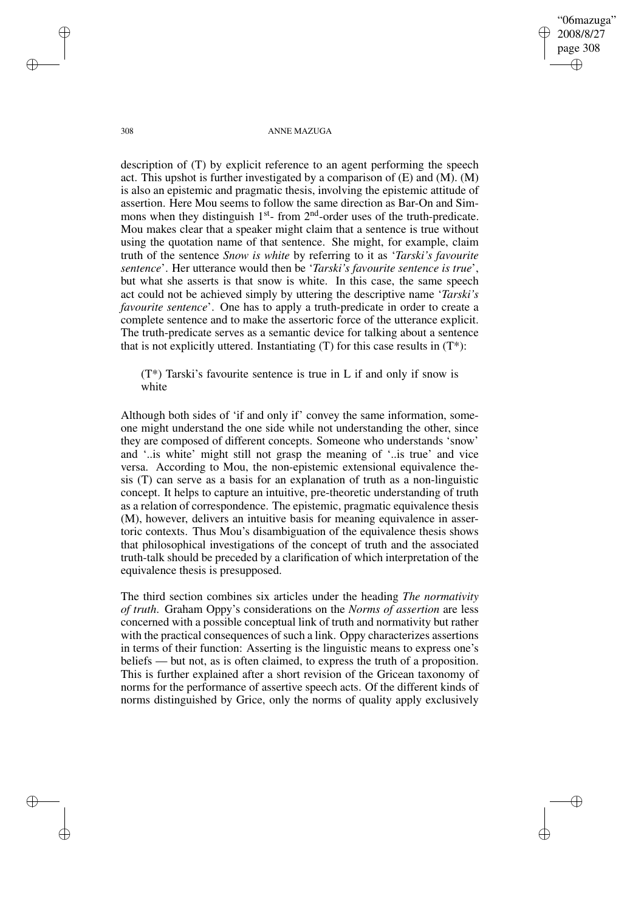description of (T) by explicit reference to an agent performing the speech act. This upshot is further investigated by a comparison of (E) and (M). (M) is also an epistemic and pragmatic thesis, involving the epistemic attitude of assertion. Here Mou seems to follow the same direction as Bar-On and Simmons when they distinguish $1^{st}$- from $2^{nd}$-order uses of the truth-predicate. Mou makes clear that a speaker might claim that a sentence is true without using the quotation name of that sentence. She might, for example, claim truth of the sentence *Snow is white* by referring to it as '*Tarski's favourite sentence*'. Her utterance would then be '*Tarski's favourite sentence is true*', but what she asserts is that snow is white. In this case, the same speech act could not be achieved simply by uttering the descriptive name '*Tarski's favourite sentence*'. One has to apply a truth-predicate in order to create a complete sentence and to make the assertoric force of the utterance explicit. The truth-predicate serves as a semantic device for talking about a sentence that is not explicitly uttered. Instantiating (T) for this case results in (T*):

> (T*) Tarski's favourite sentence is true in L if and only if snow is white

Although both sides of 'if and only if' convey the same information, someone might understand the one side while not understanding the other, since they are composed of different concepts. Someone who understands 'snow' and '..is white' might still not grasp the meaning of '..is true' and vice versa. According to Mou, the non-epistemic extensional equivalence thesis (T) can serve as a basis for an explanation of truth as a non-linguistic concept. It helps to capture an intuitive, pre-theoretic understanding of truth as a relation of correspondence. The epistemic, pragmatic equivalence thesis (M), however, delivers an intuitive basis for meaning equivalence in assertoric contexts. Thus Mou's disambiguation of the equivalence thesis shows that philosophical investigations of the concept of truth and the associated truth-talk should be preceded by a clarification of which interpretation of the equivalence thesis is presupposed.

The third section combines six articles under the heading *The normativity of truth*. Graham Oppy's considerations on the *Norms of assertion* are less concerned with a possible conceptual link of truth and normativity but rather with the practical consequences of such a link. Oppy characterizes assertions in terms of their function: Asserting is the linguistic means to express one's beliefs — but not, as is often claimed, to express the truth of a proposition. This is further explained after a short revision of the Gricean taxonomy of norms for the performance of assertive speech acts. Of the different kinds of norms distinguished by Grice, only the norms of quality apply exclusively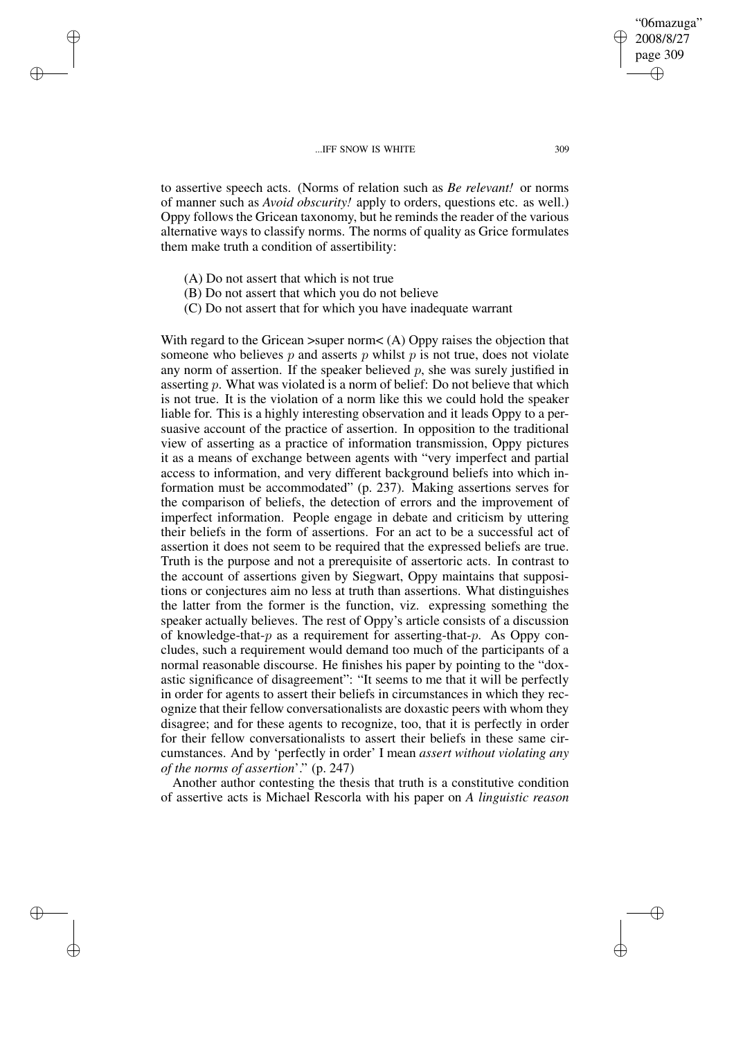to assertive speech acts. (Norms of relation such as *Be relevant!* or norms of manner such as *Avoid obscurity!* apply to orders, questions etc. as well.) Oppy follows the Gricean taxonomy, but he reminds the reader of the various alternative ways to classify norms. The norms of quality as Grice formulates them make truth a condition of assertibility:

(A) Do not assert that which is not true
(B) Do not assert that which you do not believe
(C) Do not assert that for which you have inadequate warrant

With regard to the Gricean >super norm< (A) Oppy raises the objection that someone who believes $p$ and asserts $p$ whilst $p$ is not true, does not violate any norm of assertion. If the speaker believed $p$, she was surely justified in asserting $p$. What was violated is a norm of belief: Do not believe that which is not true. It is the violation of a norm like this we could hold the speaker liable for. This is a highly interesting observation and it leads Oppy to a persuasive account of the practice of assertion. In opposition to the traditional view of asserting as a practice of information transmission, Oppy pictures it as a means of exchange between agents with "very imperfect and partial access to information, and very different background beliefs into which information must be accommodated" (p. 237). Making assertions serves for the comparison of beliefs, the detection of errors and the improvement of imperfect information. People engage in debate and criticism by uttering their beliefs in the form of assertions. For an act to be a successful act of assertion it does not seem to be required that the expressed beliefs are true. Truth is the purpose and not a prerequisite of assertoric acts. In contrast to the account of assertions given by Siegwart, Oppy maintains that suppositions or conjectures aim no less at truth than assertions. What distinguishes the latter from the former is the function, viz. expressing something the speaker actually believes. The rest of Oppy's article consists of a discussion of knowledge-that-$p$ as a requirement for asserting-that-$p$. As Oppy concludes, such a requirement would demand too much of the participants of a normal reasonable discourse. He finishes his paper by pointing to the "doxastic significance of disagreement": "It seems to me that it will be perfectly in order for agents to assert their beliefs in circumstances in which they recognize that their fellow conversationalists are doxastic peers with whom they disagree; and for these agents to recognize, too, that it is perfectly in order for their fellow conversationalists to assert their beliefs in these same circumstances. And by 'perfectly in order' I mean *assert without violating any of the norms of assertion*'." (p. 247)

Another author contesting the thesis that truth is a constitutive condition of assertive acts is Michael Rescorla with his paper on *A linguistic reason*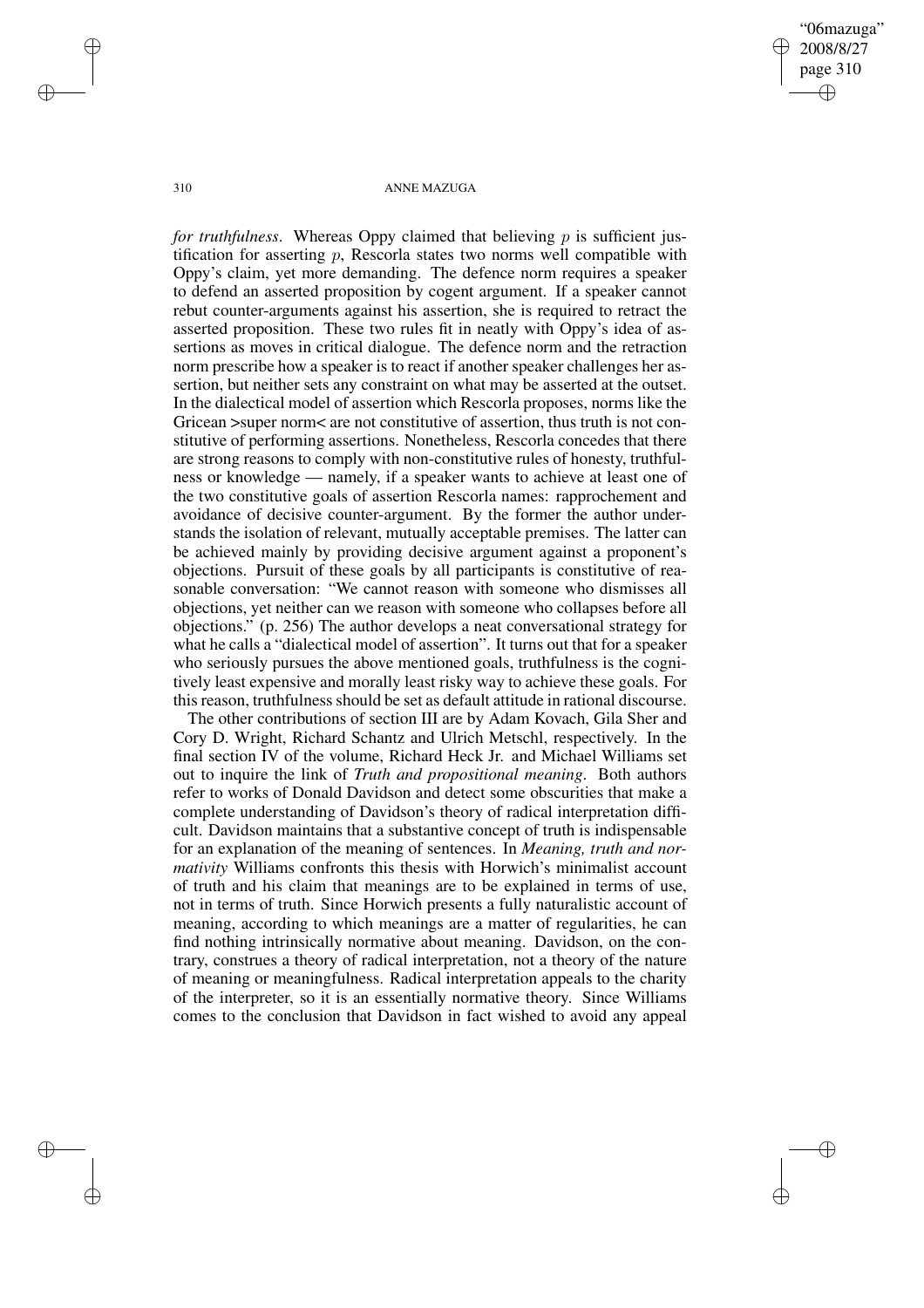*for truthfulness*. Whereas Oppy claimed that believing $p$ is sufficient justification for asserting $p$, Rescorla states two norms well compatible with Oppy's claim, yet more demanding. The defence norm requires a speaker to defend an asserted proposition by cogent argument. If a speaker cannot rebut counter-arguments against his assertion, she is required to retract the asserted proposition. These two rules fit in neatly with Oppy's idea of assertions as moves in critical dialogue. The defence norm and the retraction norm prescribe how a speaker is to react if another speaker challenges her assertion, but neither sets any constraint on what may be asserted at the outset. In the dialectical model of assertion which Rescorla proposes, norms like the Gricean >super norm< are not constitutive of assertion, thus truth is not constitutive of performing assertions. Nonetheless, Rescorla concedes that there are strong reasons to comply with non-constitutive rules of honesty, truthfulness or knowledge — namely, if a speaker wants to achieve at least one of the two constitutive goals of assertion Rescorla names: rapprochement and avoidance of decisive counter-argument. By the former the author understands the isolation of relevant, mutually acceptable premises. The latter can be achieved mainly by providing decisive argument against a proponent's objections. Pursuit of these goals by all participants is constitutive of reasonable conversation: "We cannot reason with someone who dismisses all objections, yet neither can we reason with someone who collapses before all objections." (p. 256) The author develops a neat conversational strategy for what he calls a "dialectical model of assertion". It turns out that for a speaker who seriously pursues the above mentioned goals, truthfulness is the cognitively least expensive and morally least risky way to achieve these goals. For this reason, truthfulness should be set as default attitude in rational discourse.

The other contributions of section III are by Adam Kovach, Gila Sher and Cory D. Wright, Richard Schantz and Ulrich Metschl, respectively. In the final section IV of the volume, Richard Heck Jr. and Michael Williams set out to inquire the link of *Truth and propositional meaning*. Both authors refer to works of Donald Davidson and detect some obscurities that make a complete understanding of Davidson's theory of radical interpretation difficult. Davidson maintains that a substantive concept of truth is indispensable for an explanation of the meaning of sentences. In *Meaning, truth and normativity* Williams confronts this thesis with Horwich's minimalist account of truth and his claim that meanings are to be explained in terms of use, not in terms of truth. Since Horwich presents a fully naturalistic account of meaning, according to which meanings are a matter of regularities, he can find nothing intrinsically normative about meaning. Davidson, on the contrary, construes a theory of radical interpretation, not a theory of the nature of meaning or meaningfulness. Radical interpretation appeals to the charity of the interpreter, so it is an essentially normative theory. Since Williams comes to the conclusion that Davidson in fact wished to avoid any appeal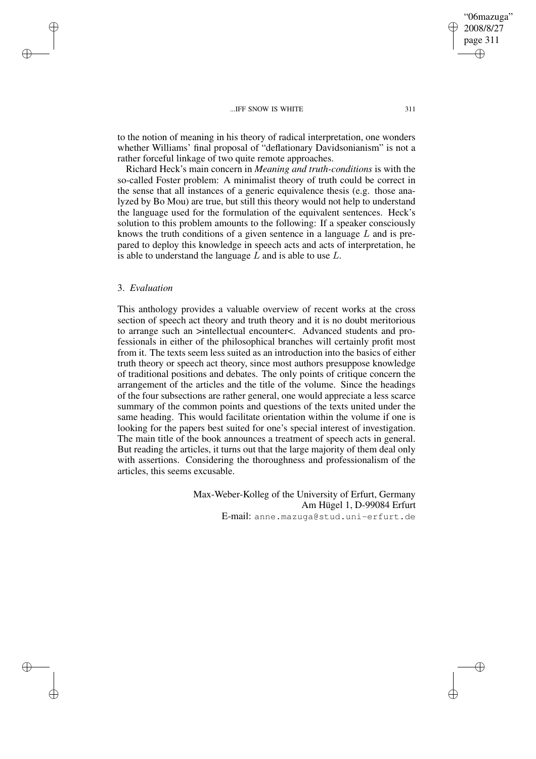to the notion of meaning in his theory of radical interpretation, one wonders whether Williams' final proposal of "deflationary Davidsonianism" is not a rather forceful linkage of two quite remote approaches.

Richard Heck's main concern in *Meaning and truth-conditions* is with the so-called Foster problem: A minimalist theory of truth could be correct in the sense that all instances of a generic equivalence thesis (e.g. those analyzed by Bo Mou) are true, but still this theory would not help to understand the language used for the formulation of the equivalent sentences. Heck's solution to this problem amounts to the following: If a speaker consciously knows the truth conditions of a given sentence in a language $L$ and is prepared to deploy this knowledge in speech acts and acts of interpretation, he is able to understand the language $L$ and is able to use $L$.

### 3. *Evaluation*

This anthology provides a valuable overview of recent works at the cross section of speech act theory and truth theory and it is no doubt meritorious to arrange such an >intellectual encounter<. Advanced students and professionals in either of the philosophical branches will certainly profit most from it. The texts seem less suited as an introduction into the basics of either truth theory or speech act theory, since most authors presuppose knowledge of traditional positions and debates. The only points of critique concern the arrangement of the articles and the title of the volume. Since the headings of the four subsections are rather general, one would appreciate a less scarce summary of the common points and questions of the texts united under the same heading. This would facilitate orientation within the volume if one is looking for the papers best suited for one's special interest of investigation. The main title of the book announces a treatment of speech acts in general. But reading the articles, it turns out that the large majority of them deal only with assertions. Considering the thoroughness and professionalism of the articles, this seems excusable.

Max-Weber-Kolleg of the University of Erfurt, Germany
Am Hügel 1, D-99084 Erfurt
E-mail: anne.mazuga@stud.uni-erfurt.de